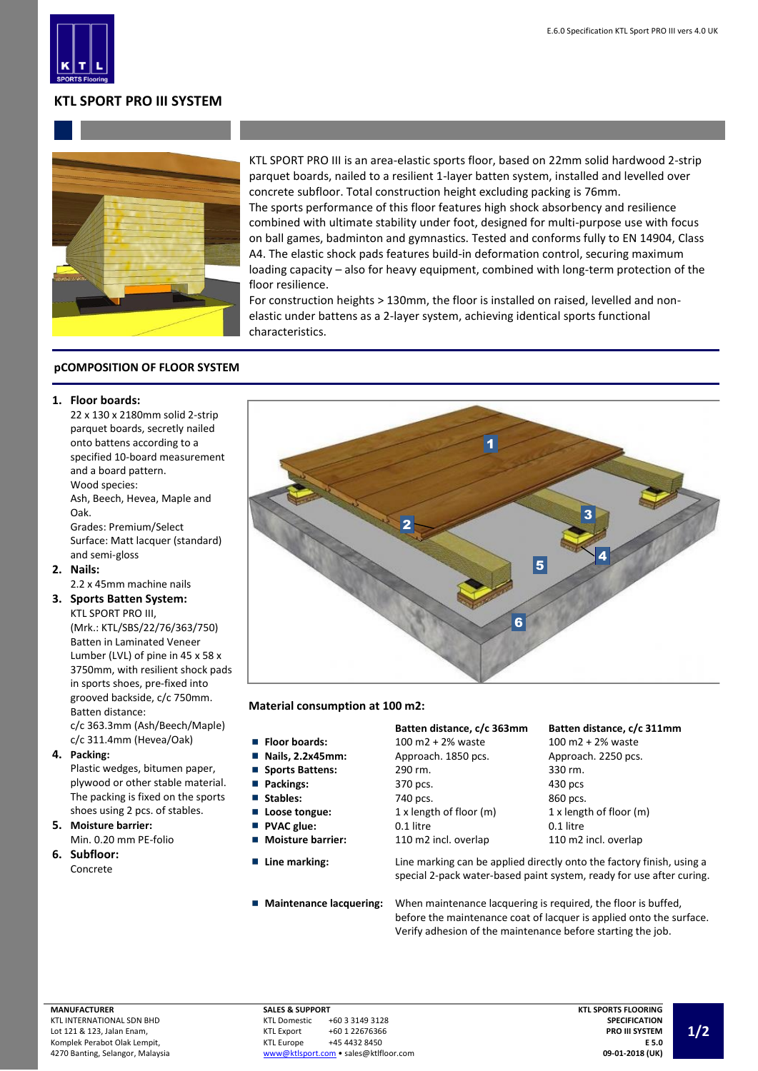# KTL SPORT PRO III SYSTEM

KTL SPORT PRO III is an area-elastic sports floor, based on 22mm solid hardwood 2-strip parquet boards, nailed to a resilient 1-layer batten system, installed and levelled over concrete subfloor. Total construction height excluding packing is 76mm.
The sports performance of this floor features high shock absorbency and resilience combined with ultimate stability under foot, designed for multi-purpose use with focus on ball games, badminton and gymnastics. Tested and conforms fully to EN 14904, Class A4. The elastic shock pads features build-in deformation control, securing maximum loading capacity – also for heavy equipment, combined with long-term protection of the floor resilience.
For construction heights > 130mm, the floor is installed on raised, levelled and non-elastic under battens as a 2-layer system, achieving identical sports functional characteristics.

## pCOMPOSITION OF FLOOR SYSTEM

1. **Floor boards:**
   22 x 130 x 2180mm solid 2-strip parquet boards, secretly nailed onto battens according to a specified 10-board measurement and a board pattern.
   Wood species:
   Ash, Beech, Hevea, Maple and Oak.
   Grades: Premium/Select
   Surface: Matt lacquer (standard) and semi-gloss
2. **Nails:**
   2.2 x 45mm machine nails
3. **Sports Batten System:**
   KTL SPORT PRO III,
   (Mrk.: KTL/SBS/22/76/363/750)
   Batten in Laminated Veneer Lumber (LVL) of pine in 45 x 58 x 3750mm, with resilient shock pads in sports shoes, pre-fixed into grooved backside, c/c 750mm.
   Batten distance:
   c/c 363.3mm (Ash/Beech/Maple)
   c/c 311.4mm (Hevea/Oak)
4. **Packing:**
   Plastic wedges, bitumen paper, plywood or other stable material. The packing is fixed on the sports shoes using 2 pcs. of stables.
5. **Moisture barrier:**
   Min. 0.20 mm PE-folio
6. **Subfloor:**
   Concrete

### Material consumption at 100 m2:

| | Batten distance, c/c 363mm | Batten distance, c/c 311mm |
|---|---|---|
| **Floor boards:** | 100 m2 + 2% waste | 100 m2 + 2% waste |
| **Nails, 2.2x45mm:** | Approach. 1850 pcs. | Approach. 2250 pcs. |
| **Sports Battens:** | 290 rm. | 330 rm. |
| **Packings:** | 370 pcs. | 430 pcs |
| **Stables:** | 740 pcs. | 860 pcs. |
| **Loose tongue:** | 1 x length of floor (m) | 1 x length of floor (m) |
| **PVAC glue:** | 0.1 litre | 0.1 litre |
| **Moisture barrier:** | 110 m2 incl. overlap | 110 m2 incl. overlap |

- **Line marking:** Line marking can be applied directly onto the factory finish, using a special 2-pack water-based paint system, ready for use after curing.
- **Maintenance lacquering:** When maintenance lacquering is required, the floor is buffed, before the maintenance coat of lacquer is applied onto the surface. Verify adhesion of the maintenance before starting the job.

**MANUFACTURER**
KTL INTERNATIONAL SDN BHD
Lot 121 & 123, Jalan Enam,
Komplek Perabot Olak Lempit,
4270 Banting, Selangor, Malaysia

**SALES & SUPPORT**
KTL Domestic +60 3 3149 3128
KTL Export +60 1 22676366
KTL Europe +45 4432 8450
www@ktlsport.com • sales@ktlfloor.com

**KTL SPORTS FLOORING**
**SPECIFICATION**
**PRO III SYSTEM**
**E 5.0**
**09-01-2018 (UK)**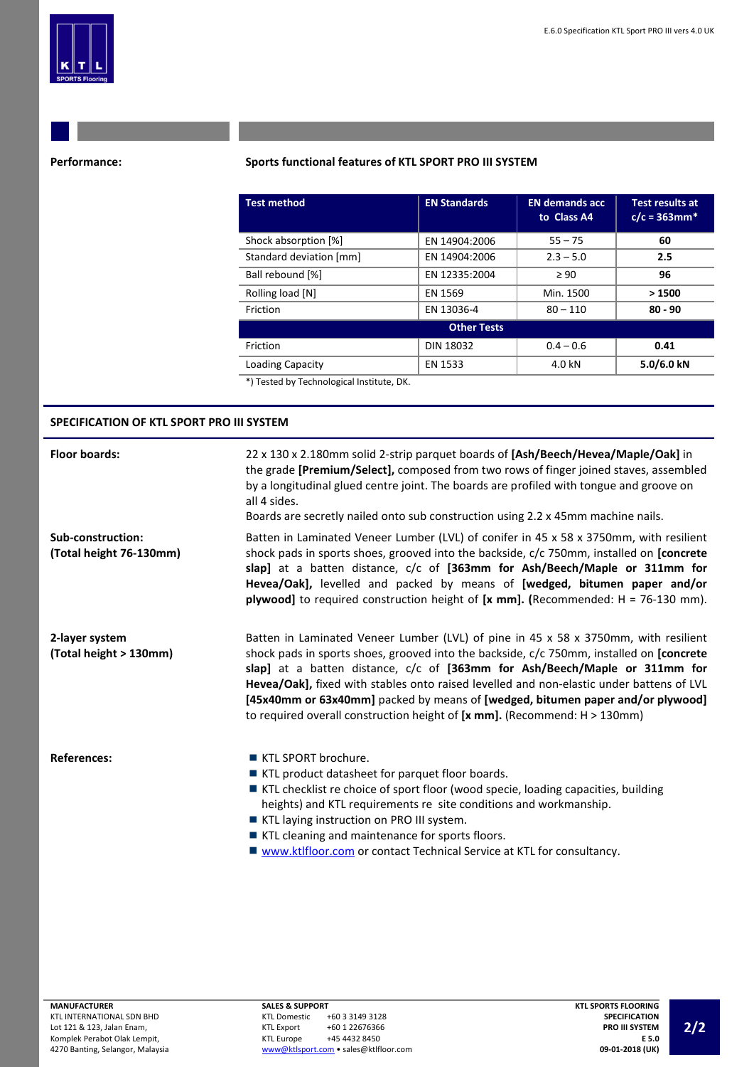**Performance:**

**Sports functional features of KTL SPORT PRO III SYSTEM**

| Test method | EN Standards | EN demands acc to Class A4 | Test results at c/c = 363mm* |
|---|---|---|---|
| Shock absorption [%] | EN 14904:2006 | 55 – 75 | **60** |
| Standard deviation [mm] | EN 14904:2006 | 2.3 – 5.0 | **2.5** |
| Ball rebound [%] | EN 12335:2004 | ≥ 90 | **96** |
| Rolling load [N] | EN 1569 | Min. 1500 | **> 1500** |
| Friction | EN 13036-4 | 80 – 110 | **80 - 90** |
| **Other Tests** | | | |
| Friction | DIN 18032 | 0.4 – 0.6 | **0.41** |
| Loading Capacity | EN 1533 | 4.0 kN | **5.0/6.0 kN** |

*) Tested by Technological Institute, DK.

## SPECIFICATION OF KTL SPORT PRO III SYSTEM

**Floor boards:**

22 x 130 x 2.180mm solid 2-strip parquet boards of **[Ash/Beech/Hevea/Maple/Oak]** in the grade **[Premium/Select],** composed from two rows of finger joined staves, assembled by a longitudinal glued centre joint. The boards are profiled with tongue and groove on all 4 sides.
Boards are secretly nailed onto sub construction using 2.2 x 45mm machine nails.

**Sub-construction:**
**(Total height 76-130mm)**

Batten in Laminated Veneer Lumber (LVL) of conifer in 45 x 58 x 3750mm, with resilient shock pads in sports shoes, grooved into the backside, c/c 750mm, installed on **[concrete slap]** at a batten distance, c/c of **[363mm for Ash/Beech/Maple or 311mm for Hevea/Oak],** levelled and packed by means of **[wedged, bitumen paper and/or plywood]** to required construction height of **[x mm]. (**Recommended: H = 76-130 mm).

**2-layer system**
**(Total height > 130mm)**

Batten in Laminated Veneer Lumber (LVL) of pine in 45 x 58 x 3750mm, with resilient shock pads in sports shoes, grooved into the backside, c/c 750mm, installed on **[concrete slap]** at a batten distance, c/c of **[363mm for Ash/Beech/Maple or 311mm for Hevea/Oak],** fixed with stables onto raised levelled and non-elastic under battens of LVL **[45x40mm or 63x40mm]** packed by means of **[wedged, bitumen paper and/or plywood]** to required overall construction height of **[x mm].** (Recommend: H > 130mm)

**References:**

- KTL SPORT brochure.
- KTL product datasheet for parquet floor boards.
- KTL checklist re choice of sport floor (wood specie, loading capacities, building heights) and KTL requirements re site conditions and workmanship.
- KTL laying instruction on PRO III system.
- KTL cleaning and maintenance for sports floors.
- www.ktlfloor.com or contact Technical Service at KTL for consultancy.

**MANUFACTURER**
KTL INTERNATIONAL SDN BHD
Lot 121 & 123, Jalan Enam,
Komplek Perabot Olak Lempit,
4270 Banting, Selangor, Malaysia

**SALES & SUPPORT**
KTL Domestic +60 3 3149 3128
KTL Export +60 1 22676366
KTL Europe +45 4432 8450
www@ktlsport.com • sales@ktlfloor.com

**KTL SPORTS FLOORING**
**SPECIFICATION**
**PRO III SYSTEM**
**E 5.0**
**09-01-2018 (UK)**